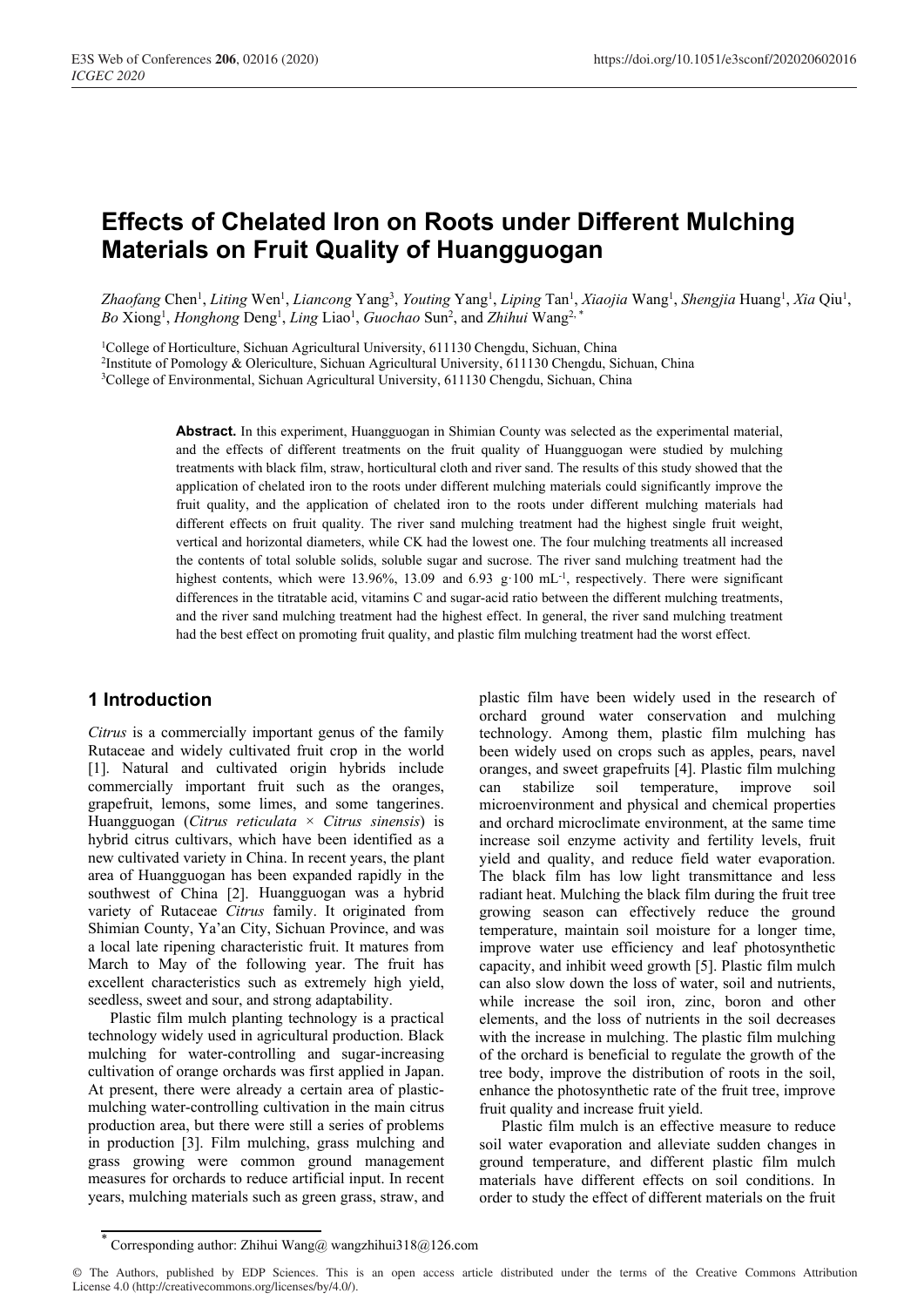# Effects of Chelated Iron on Roots under Different Mulching Materials on Fruit Quality of Huangguogan

*Zhaofang* Chen[1], *Liting* Wen[1], *Liancong* Yang[3], *Youting* Yang[1], *Liping* Tan[1], *Xiaojia* Wang[1], *Shengjia* Huang[1], *Xia* Qiu[1], *Bo* Xiong[1], *Honghong* Deng[1], *Ling* Liao[1], *Guochao* Sun[2], and *Zhihui* Wang[2,*]

[1]College of Horticulture, Sichuan Agricultural University, 611130 Chengdu, Sichuan, China
[2]Institute of Pomology & Olericulture, Sichuan Agricultural University, 611130 Chengdu, Sichuan, China
[3]College of Environmental, Sichuan Agricultural University, 611130 Chengdu, Sichuan, China

**Abstract.** In this experiment, Huangguogan in Shimian County was selected as the experimental material, and the effects of different treatments on the fruit quality of Huangguogan were studied by mulching treatments with black film, straw, horticultural cloth and river sand. The results of this study showed that the application of chelated iron to the roots under different mulching materials could significantly improve the fruit quality, and the application of chelated iron to the roots under different mulching materials had different effects on fruit quality. The river sand mulching treatment had the highest single fruit weight, vertical and horizontal diameters, while CK had the lowest one. The four mulching treatments all increased the contents of total soluble solids, soluble sugar and sucrose. The river sand mulching treatment had the highest contents, which were 13.96%, 13.09 and 6.93 g·100 mL$^{-1}$, respectively. There were significant differences in the titratable acid, vitamins C and sugar-acid ratio between the different mulching treatments, and the river sand mulching treatment had the highest effect. In general, the river sand mulching treatment had the best effect on promoting fruit quality, and plastic film mulching treatment had the worst effect.

## 1 Introduction

*Citrus* is a commercially important genus of the family Rutaceae and widely cultivated fruit crop in the world [1]. Natural and cultivated origin hybrids include commercially important fruit such as the oranges, grapefruit, lemons, some limes, and some tangerines. Huangguogan (*Citrus reticulata* × *Citrus sinensis*) is hybrid citrus cultivars, which have been identified as a new cultivated variety in China. In recent years, the plant area of Huangguogan has been expanded rapidly in the southwest of China [2]. Huangguogan was a hybrid variety of Rutaceae *Citrus* family. It originated from Shimian County, Ya'an City, Sichuan Province, and was a local late ripening characteristic fruit. It matures from March to May of the following year. The fruit has excellent characteristics such as extremely high yield, seedless, sweet and sour, and strong adaptability.

Plastic film mulch planting technology is a practical technology widely used in agricultural production. Black mulching for water-controlling and sugar-increasing cultivation of orange orchards was first applied in Japan. At present, there were already a certain area of plastic-mulching water-controlling cultivation in the main citrus production area, but there were still a series of problems in production [3]. Film mulching, grass mulching and grass growing were common ground management measures for orchards to reduce artificial input. In recent years, mulching materials such as green grass, straw, and plastic film have been widely used in the research of orchard ground water conservation and mulching technology. Among them, plastic film mulching has been widely used on crops such as apples, pears, navel oranges, and sweet grapefruits [4]. Plastic film mulching can stabilize soil temperature, improve soil microenvironment and physical and chemical properties and orchard microclimate environment, at the same time increase soil enzyme activity and fertility levels, fruit yield and quality, and reduce field water evaporation. The black film has low light transmittance and less radiant heat. Mulching the black film during the fruit tree growing season can effectively reduce the ground temperature, maintain soil moisture for a longer time, improve water use efficiency and leaf photosynthetic capacity, and inhibit weed growth [5]. Plastic film mulch can also slow down the loss of water, soil and nutrients, while increase the soil iron, zinc, boron and other elements, and the loss of nutrients in the soil decreases with the increase in mulching. The plastic film mulching of the orchard is beneficial to regulate the growth of the tree body, improve the distribution of roots in the soil, enhance the photosynthetic rate of the fruit tree, improve fruit quality and increase fruit yield.

Plastic film mulch is an effective measure to reduce soil water evaporation and alleviate sudden changes in ground temperature, and different plastic film mulch materials have different effects on soil conditions. In order to study the effect of different materials on the fruit

* Corresponding author: Zhihui Wang@ wangzhihui318@126.com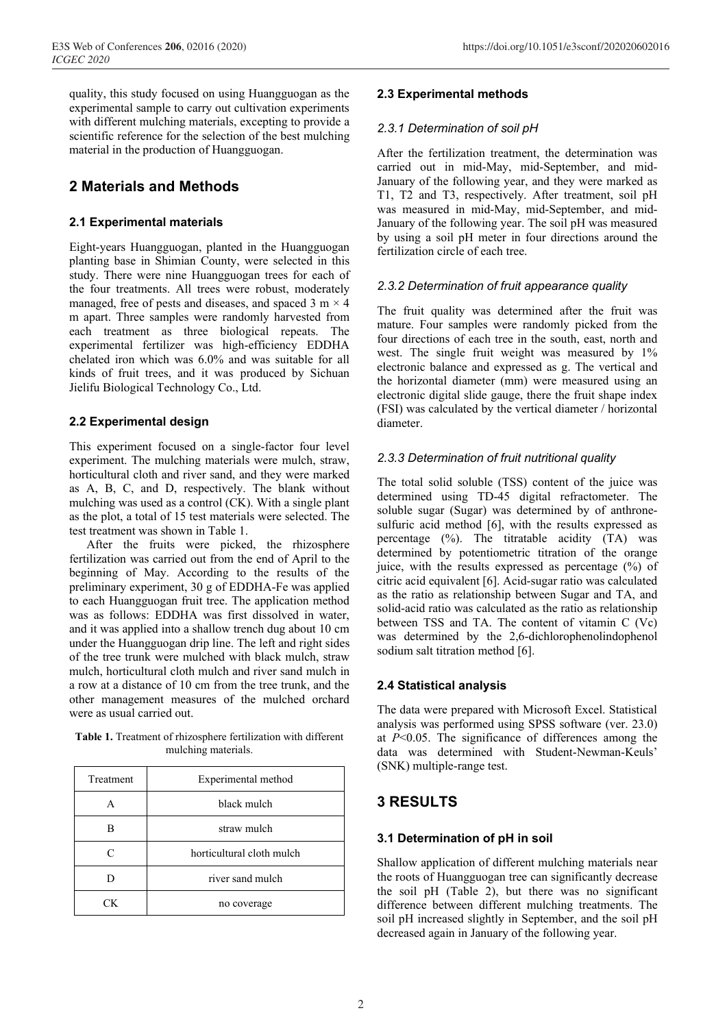quality, this study focused on using Huangguogan as the experimental sample to carry out cultivation experiments with different mulching materials, excepting to provide a scientific reference for the selection of the best mulching material in the production of Huangguogan.

## 2 Materials and Methods

### 2.1 Experimental materials

Eight-years Huangguogan, planted in the Huangguogan planting base in Shimian County, were selected in this study. There were nine Huangguogan trees for each of the four treatments. All trees were robust, moderately managed, free of pests and diseases, and spaced 3 m × 4 m apart. Three samples were randomly harvested from each treatment as three biological repeats. The experimental fertilizer was high-efficiency EDDHA chelated iron which was 6.0% and was suitable for all kinds of fruit trees, and it was produced by Sichuan Jielifu Biological Technology Co., Ltd.

### 2.2 Experimental design

This experiment focused on a single-factor four level experiment. The mulching materials were mulch, straw, horticultural cloth and river sand, and they were marked as A, B, C, and D, respectively. The blank without mulching was used as a control (CK). With a single plant as the plot, a total of 15 test materials were selected. The test treatment was shown in Table 1.

After the fruits were picked, the rhizosphere fertilization was carried out from the end of April to the beginning of May. According to the results of the preliminary experiment, 30 g of EDDHA-Fe was applied to each Huangguogan fruit tree. The application method was as follows: EDDHA was first dissolved in water, and it was applied into a shallow trench dug about 10 cm under the Huangguogan drip line. The left and right sides of the tree trunk were mulched with black mulch, straw mulch, horticultural cloth mulch and river sand mulch in a row at a distance of 10 cm from the tree trunk, and the other management measures of the mulched orchard were as usual carried out.

**Table 1.** Treatment of rhizosphere fertilization with different mulching materials.

| Treatment | Experimental method |
|---|---|
| A | black mulch |
| B | straw mulch |
| C | horticultural cloth mulch |
| D | river sand mulch |
| CK | no coverage |

### 2.3 Experimental methods

#### *2.3.1 Determination of soil pH*

After the fertilization treatment, the determination was carried out in mid-May, mid-September, and mid-January of the following year, and they were marked as T1, T2 and T3, respectively. After treatment, soil pH was measured in mid-May, mid-September, and mid-January of the following year. The soil pH was measured by using a soil pH meter in four directions around the fertilization circle of each tree.

#### *2.3.2 Determination of fruit appearance quality*

The fruit quality was determined after the fruit was mature. Four samples were randomly picked from the four directions of each tree in the south, east, north and west. The single fruit weight was measured by 1% electronic balance and expressed as g. The vertical and the horizontal diameter (mm) were measured using an electronic digital slide gauge, there the fruit shape index (FSI) was calculated by the vertical diameter / horizontal diameter.

#### *2.3.3 Determination of fruit nutritional quality*

The total solid soluble (TSS) content of the juice was determined using TD-45 digital refractometer. The soluble sugar (Sugar) was determined by of anthrone-sulfuric acid method [6], with the results expressed as percentage (%). The titratable acidity (TA) was determined by potentiometric titration of the orange juice, with the results expressed as percentage (%) of citric acid equivalent [6]. Acid-sugar ratio was calculated as the ratio as relationship between Sugar and TA, and solid-acid ratio was calculated as the ratio as relationship between TSS and TA. The content of vitamin C (Vc) was determined by the 2,6-dichlorophenolindophenol sodium salt titration method [6].

### 2.4 Statistical analysis

The data were prepared with Microsoft Excel. Statistical analysis was performed using SPSS software (ver. 23.0) at $P<0.05$. The significance of differences among the data was determined with Student-Newman-Keuls' (SNK) multiple-range test.

## 3 RESULTS

### 3.1 Determination of pH in soil

Shallow application of different mulching materials near the roots of Huangguogan tree can significantly decrease the soil pH (Table 2), but there was no significant difference between different mulching treatments. The soil pH increased slightly in September, and the soil pH decreased again in January of the following year.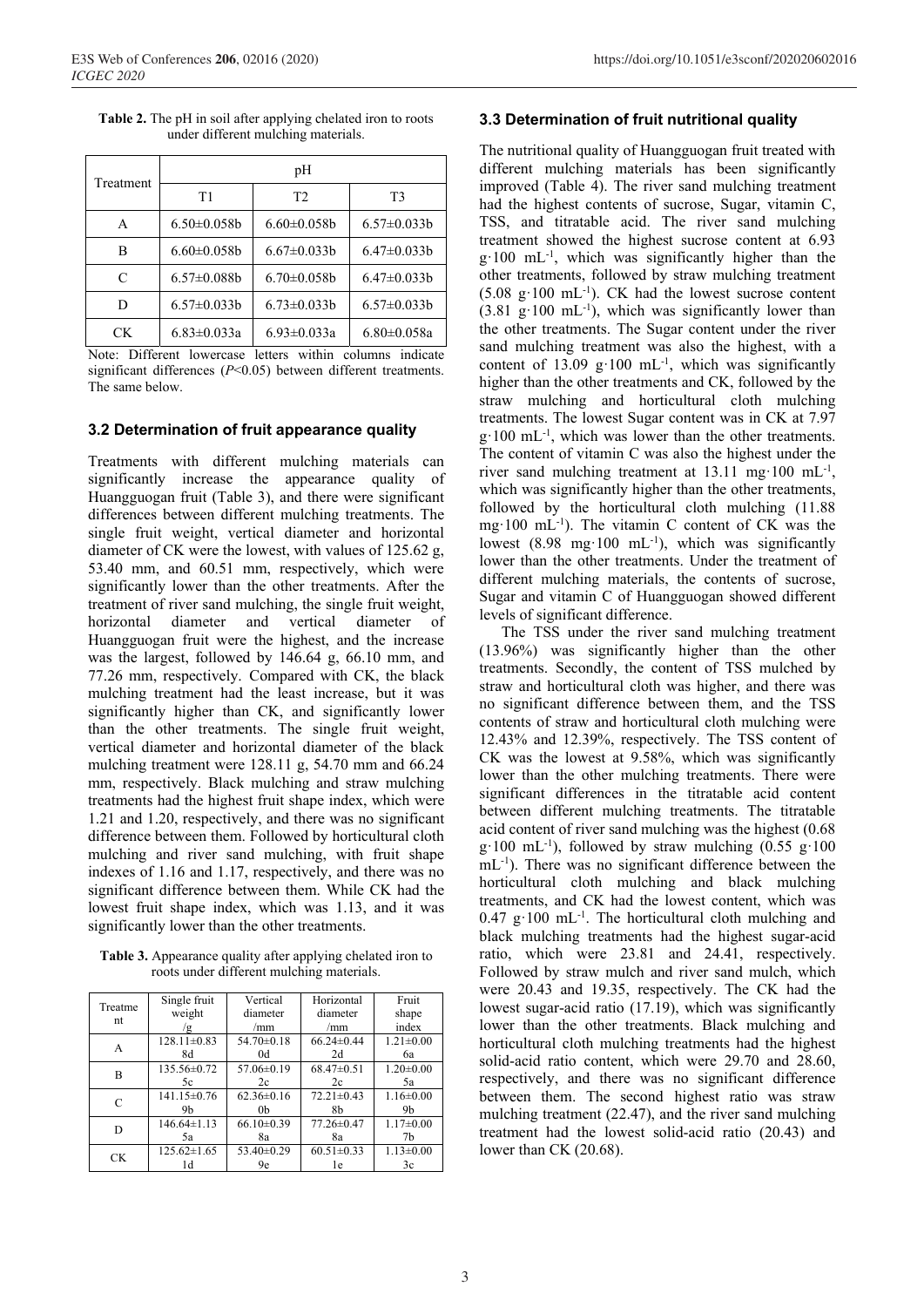**Table 2.** The pH in soil after applying chelated iron to roots under different mulching materials.

| Treatment | pH | | |
|---|---|---|---|
| | T1 | T2 | T3 |
| A | 6.50±0.058b | 6.60±0.058b | 6.57±0.033b |
| B | 6.60±0.058b | 6.67±0.033b | 6.47±0.033b |
| C | 6.57±0.088b | 6.70±0.058b | 6.47±0.033b |
| D | 6.57±0.033b | 6.73±0.033b | 6.57±0.033b |
| CK | 6.83±0.033a | 6.93±0.033a | 6.80±0.058a |

Note: Different lowercase letters within columns indicate significant differences ($P<0.05$) between different treatments. The same below.

### 3.2 Determination of fruit appearance quality

Treatments with different mulching materials can significantly increase the appearance quality of Huangguogan fruit (Table 3), and there were significant differences between different mulching treatments. The single fruit weight, vertical diameter and horizontal diameter of CK were the lowest, with values of 125.62 g, 53.40 mm, and 60.51 mm, respectively, which were significantly lower than the other treatments. After the treatment of river sand mulching, the single fruit weight, horizontal diameter and vertical diameter of Huangguogan fruit were the highest, and the increase was the largest, followed by 146.64 g, 66.10 mm, and 77.26 mm, respectively. Compared with CK, the black mulching treatment had the least increase, but it was significantly higher than CK, and significantly lower than the other treatments. The single fruit weight, vertical diameter and horizontal diameter of the black mulching treatment were 128.11 g, 54.70 mm and 66.24 mm, respectively. Black mulching and straw mulching treatments had the highest fruit shape index, which were 1.21 and 1.20, respectively, and there was no significant difference between them. Followed by horticultural cloth mulching and river sand mulching, with fruit shape indexes of 1.16 and 1.17, respectively, and there was no significant difference between them. While CK had the lowest fruit shape index, which was 1.13, and it was significantly lower than the other treatments.

**Table 3.** Appearance quality after applying chelated iron to roots under different mulching materials.

| Treatment | Single fruit weight /g | Vertical diameter /mm | Horizontal diameter /mm | Fruit shape index |
|---|---|---|---|---|
| A | 128.11±0.83 8d | 54.70±0.18 0d | 66.24±0.44 2d | 1.21±0.00 6a |
| B | 135.56±0.72 5c | 57.06±0.19 2c | 68.47±0.51 2c | 1.20±0.00 5a |
| C | 141.15±0.76 9b | 62.36±0.16 0b | 72.21±0.43 8b | 1.16±0.00 9b |
| D | 146.64±1.13 5a | 66.10±0.39 8a | 77.26±0.47 8a | 1.17±0.00 7b |
| CK | 125.62±1.65 1d | 53.40±0.29 9e | 60.51±0.33 1e | 1.13±0.00 3c |

### 3.3 Determination of fruit nutritional quality

The nutritional quality of Huangguogan fruit treated with different mulching materials has been significantly improved (Table 4). The river sand mulching treatment had the highest contents of sucrose, Sugar, vitamin C, TSS, and titratable acid. The river sand mulching treatment showed the highest sucrose content at 6.93 g·100 mL$^{-1}$, which was significantly higher than the other treatments, followed by straw mulching treatment (5.08 g·100 mL$^{-1}$). CK had the lowest sucrose content (3.81 g·100 mL$^{-1}$), which was significantly lower than the other treatments. The Sugar content under the river sand mulching treatment was also the highest, with a content of 13.09 g·100 mL$^{-1}$, which was significantly higher than the other treatments and CK, followed by the straw mulching and horticultural cloth mulching treatments. The lowest Sugar content was in CK at 7.97 g·100 mL$^{-1}$, which was lower than the other treatments. The content of vitamin C was also the highest under the river sand mulching treatment at 13.11 mg·100 mL$^{-1}$, which was significantly higher than the other treatments, followed by the horticultural cloth mulching (11.88 mg·100 mL$^{-1}$). The vitamin C content of CK was the lowest (8.98 mg·100 mL$^{-1}$), which was significantly lower than the other treatments. Under the treatment of different mulching materials, the contents of sucrose, Sugar and vitamin C of Huangguogan showed different levels of significant difference.

The TSS under the river sand mulching treatment (13.96%) was significantly higher than the other treatments. Secondly, the content of TSS mulched by straw and horticultural cloth was higher, and there was no significant difference between them, and the TSS contents of straw and horticultural cloth mulching were 12.43% and 12.39%, respectively. The TSS content of CK was the lowest at 9.58%, which was significantly lower than the other mulching treatments. There were significant differences in the titratable acid content between different mulching treatments. The titratable acid content of river sand mulching was the highest (0.68 g·100 mL$^{-1}$), followed by straw mulching (0.55 g·100 mL$^{-1}$). There was no significant difference between the horticultural cloth mulching and black mulching treatments, and CK had the lowest content, which was 0.47 g·100 mL$^{-1}$. The horticultural cloth mulching and black mulching treatments had the highest sugar-acid ratio, which were 23.81 and 24.41, respectively. Followed by straw mulch and river sand mulch, which were 20.43 and 19.35, respectively. The CK had the lowest sugar-acid ratio (17.19), which was significantly lower than the other treatments. Black mulching and horticultural cloth mulching treatments had the highest solid-acid ratio content, which were 29.70 and 28.60, respectively, and there was no significant difference between them. The second highest ratio was straw mulching treatment (22.47), and the river sand mulching treatment had the lowest solid-acid ratio (20.43) and lower than CK (20.68).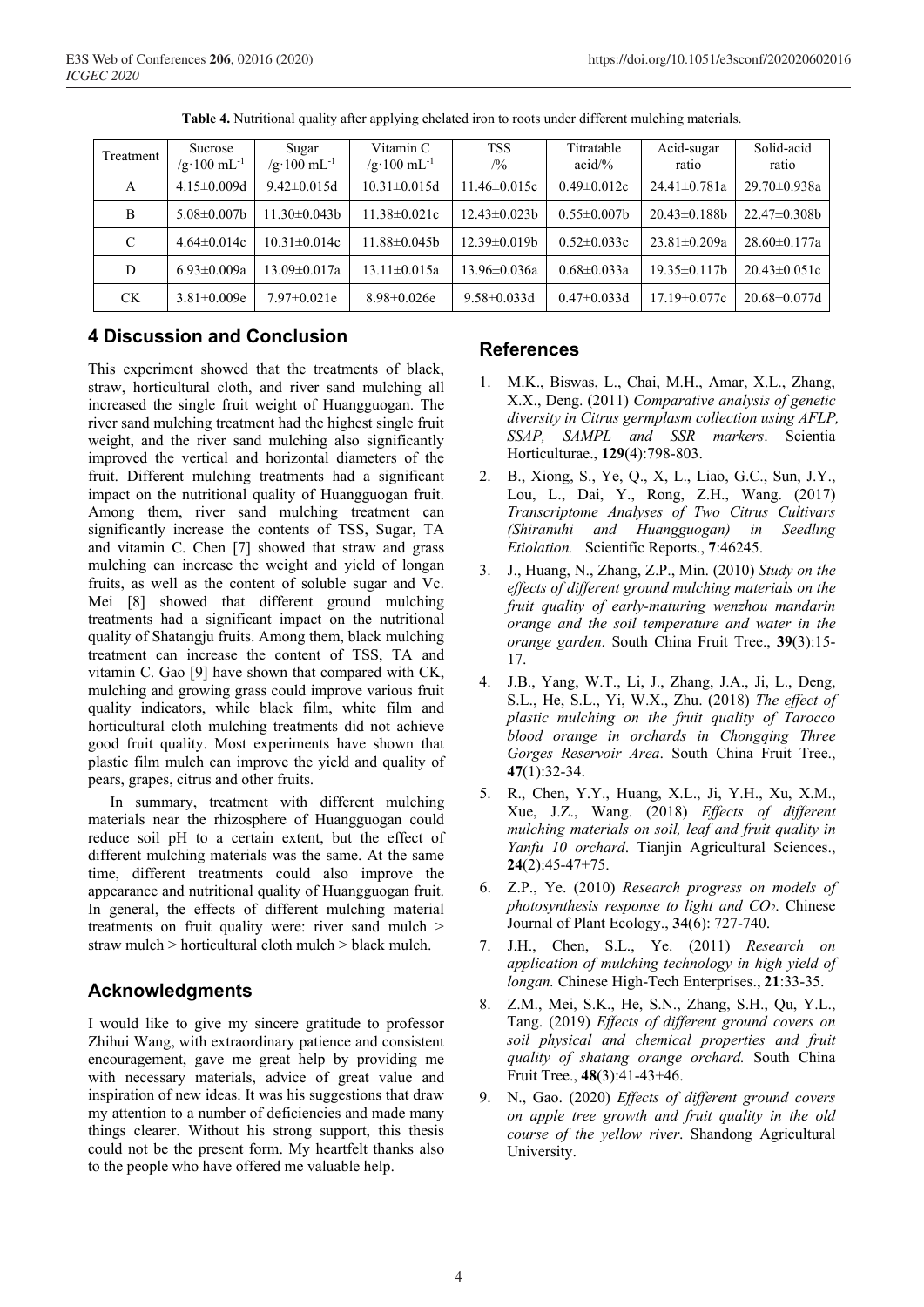**Table 4.** Nutritional quality after applying chelated iron to roots under different mulching materials.

| Treatment | Sucrose /g·100 mL$^{-1}$ | Sugar /g·100 mL$^{-1}$ | Vitamin C /g·100 mL$^{-1}$ | TSS /% | Titratable acid/% | Acid-sugar ratio | Solid-acid ratio |
|---|---|---|---|---|---|---|---|
| A | 4.15±0.009d | 9.42±0.015d | 10.31±0.015d | 11.46±0.015c | 0.49±0.012c | 24.41±0.781a | 29.70±0.938a |
| B | 5.08±0.007b | 11.30±0.043b | 11.38±0.021c | 12.43±0.023b | 0.55±0.007b | 20.43±0.188b | 22.47±0.308b |
| C | 4.64±0.014c | 10.31±0.014c | 11.88±0.045b | 12.39±0.019b | 0.52±0.033c | 23.81±0.209a | 28.60±0.177a |
| D | 6.93±0.009a | 13.09±0.017a | 13.11±0.015a | 13.96±0.036a | 0.68±0.033a | 19.35±0.117b | 20.43±0.051c |
| CK | 3.81±0.009e | 7.97±0.021e | 8.98±0.026e | 9.58±0.033d | 0.47±0.033d | 17.19±0.077c | 20.68±0.077d |

## 4 Discussion and Conclusion

This experiment showed that the treatments of black, straw, horticultural cloth, and river sand mulching all increased the single fruit weight of Huangguogan. The river sand mulching treatment had the highest single fruit weight, and the river sand mulching also significantly improved the vertical and horizontal diameters of the fruit. Different mulching treatments had a significant impact on the nutritional quality of Huangguogan fruit. Among them, river sand mulching treatment can significantly increase the contents of TSS, Sugar, TA and vitamin C. Chen [7] showed that straw and grass mulching can increase the weight and yield of longan fruits, as well as the content of soluble sugar and Vc. Mei [8] showed that different ground mulching treatments had a significant impact on the nutritional quality of Shatangju fruits. Among them, black mulching treatment can increase the content of TSS, TA and vitamin C. Gao [9] have shown that compared with CK, mulching and growing grass could improve various fruit quality indicators, while black film, white film and horticultural cloth mulching treatments did not achieve good fruit quality. Most experiments have shown that plastic film mulch can improve the yield and quality of pears, grapes, citrus and other fruits.

In summary, treatment with different mulching materials near the rhizosphere of Huangguogan could reduce soil pH to a certain extent, but the effect of different mulching materials was the same. At the same time, different treatments could also improve the appearance and nutritional quality of Huangguogan fruit. In general, the effects of different mulching material treatments on fruit quality were: river sand mulch > straw mulch > horticultural cloth mulch > black mulch.

## Acknowledgments

I would like to give my sincere gratitude to professor Zhihui Wang, with extraordinary patience and consistent encouragement, gave me great help by providing me with necessary materials, advice of great value and inspiration of new ideas. It was his suggestions that draw my attention to a number of deficiencies and made many things clearer. Without his strong support, this thesis could not be the present form. My heartfelt thanks also to the people who have offered me valuable help.

## References

1. M.K., Biswas, L., Chai, M.H., Amar, X.L., Zhang, X.X., Deng. (2011) *Comparative analysis of genetic diversity in Citrus germplasm collection using AFLP, SSAP, SAMPL and SSR markers*. Scientia Horticulturae., **129**(4):798-803.
2. B., Xiong, S., Ye, Q., X, L., Liao, G.C., Sun, J.Y., Lou, L., Dai, Y., Rong, Z.H., Wang. (2017) *Transcriptome Analyses of Two Citrus Cultivars (Shiranuhi and Huangguogan) in Seedling Etiolation.* Scientific Reports., **7**:46245.
3. J., Huang, N., Zhang, Z.P., Min. (2010) *Study on the effects of different ground mulching materials on the fruit quality of early-maturing wenzhou mandarin orange and the soil temperature and water in the orange garden*. South China Fruit Tree., **39**(3):15-17.
4. J.B., Yang, W.T., Li, J., Zhang, J.A., Ji, L., Deng, S.L., He, S.L., Yi, W.X., Zhu. (2018) *The effect of plastic mulching on the fruit quality of Tarocco blood orange in orchards in Chongqing Three Gorges Reservoir Area*. South China Fruit Tree., **47**(1):32-34.
5. R., Chen, Y.Y., Huang, X.L., Ji, Y.H., Xu, X.M., Xue, J.Z., Wang. (2018) *Effects of different mulching materials on soil, leaf and fruit quality in Yanfu 10 orchard*. Tianjin Agricultural Sciences., **24**(2):45-47+75.
6. Z.P., Ye. (2010) *Research progress on models of photosynthesis response to light and $CO_2$.* Chinese Journal of Plant Ecology., **34**(6): 727-740.
7. J.H., Chen, S.L., Ye. (2011) *Research on application of mulching technology in high yield of longan.* Chinese High-Tech Enterprises., **21**:33-35.
8. Z.M., Mei, S.K., He, S.N., Zhang, S.H., Qu, Y.L., Tang. (2019) *Effects of different ground covers on soil physical and chemical properties and fruit quality of shatang orange orchard.* South China Fruit Tree., **48**(3):41-43+46.
9. N., Gao. (2020) *Effects of different ground covers on apple tree growth and fruit quality in the old course of the yellow river*. Shandong Agricultural University.